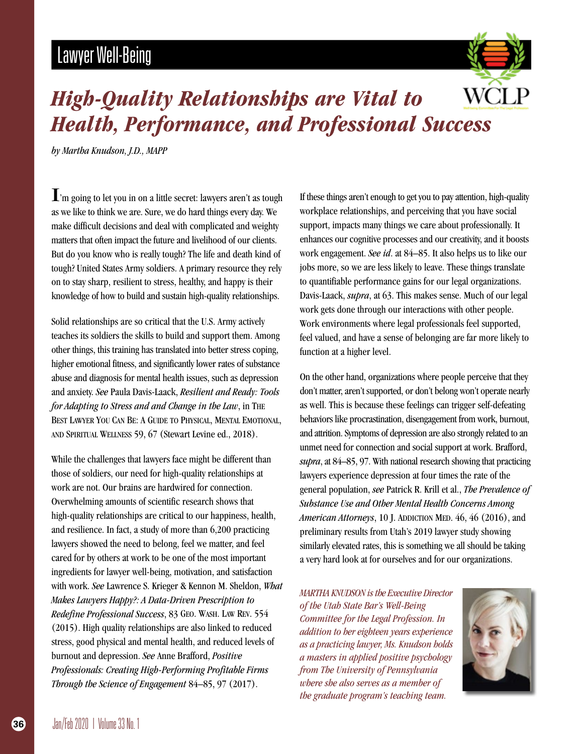# High-Quality Relationships are Vital to Health, Performance, and Professional Success

*by Martha Knudson, J.D., MAPP*

I'm going to let you in on a little secret: lawyers aren't as tough as we like to think we are. Sure, we do hard things every day. We make difficult decisions and deal with complicated and weighty matters that often impact the future and livelihood of our clients. But do you know who is really tough? The life and death kind of tough? United States Army soldiers. A primary resource they rely on to stay sharp, resilient to stress, healthy, and happy is their knowledge of how to build and sustain high-quality relationships.

Solid relationships are so critical that the U.S. Army actively teaches its soldiers the skills to build and support them. Among other things, this training has translated into better stress coping, higher emotional fitness, and significantly lower rates of substance abuse and diagnosis for mental health issues, such as depression and anxiety. *See* Paula Davis-Laack, *Resilient and Ready: Tools for Adapting to Stress and and Change in the Law*, in The Best Lawyer You Can Be: A Guide to Physical, Mental Emotional, and Spiritual Wellness 59, 67 (Stewart Levine ed., 2018).

While the challenges that lawyers face might be different than those of soldiers, our need for high-quality relationships at work are not. Our brains are hardwired for connection. Overwhelming amounts of scientific research shows that high-quality relationships are critical to our happiness, health, and resilience. In fact, a study of more than 6,200 practicing lawyers showed the need to belong, feel we matter, and feel cared for by others at work to be one of the most important ingredients for lawyer well-being, motivation, and satisfaction with work. *See* Lawrence S. Krieger & Kennon M. Sheldon, *What Makes Lawyers Happy?: A Data-Driven Prescription to Redefine Professional Success*, 83 Geo. Wash. Law Rev. 554 (2015). High quality relationships are also linked to reduced stress, good physical and mental health, and reduced levels of burnout and depression. *See* Anne Brafford, *Positive Professionals: Creating High-Performing Profitable Firms Through the Science of Engagement* 84–85, 97 (2017).

If these things aren't enough to get you to pay attention, high-quality workplace relationships, and perceiving that you have social support, impacts many things we care about professionally. It enhances our cognitive processes and our creativity, and it boosts work engagement. *See id*. at 84–85. It also helps us to like our jobs more, so we are less likely to leave. These things translate to quantifiable performance gains for our legal organizations. Davis-Laack, *supra*, at 63. This makes sense. Much of our legal work gets done through our interactions with other people. Work environments where legal professionals feel supported, feel valued, and have a sense of belonging are far more likely to function at a higher level.

On the other hand, organizations where people perceive that they don't matter, aren't supported, or don't belong won't operate nearly as well. This is because these feelings can trigger self-defeating behaviors like procrastination, disengagement from work, burnout, and attrition. Symptoms of depression are also strongly related to an unmet need for connection and social support at work. Brafford, *supra*, at 84–85, 97. With national research showing that practicing lawyers experience depression at four times the rate of the general population, *see* Patrick R. Krill et al., *The Prevalence of Substance Use and Other Mental Health Concerns Among American Attorneys*, 10 J. Addiction Med. 46, 46 (2016), and preliminary results from Utah's 2019 lawyer study showing similarly elevated rates, this is something we all should be taking a very hard look at for ourselves and for our organizations.

*MARTHA KNUDSON is the Executive Director of the Utah State Bar's Well-Being Committee for the Legal Profession. In addition to her eighteen years experience as a practicing lawyer, Ms. Knudson holds a masters in applied positive psychology from The University of Pennsylvania where she also serves as a member of the graduate program's teaching team.*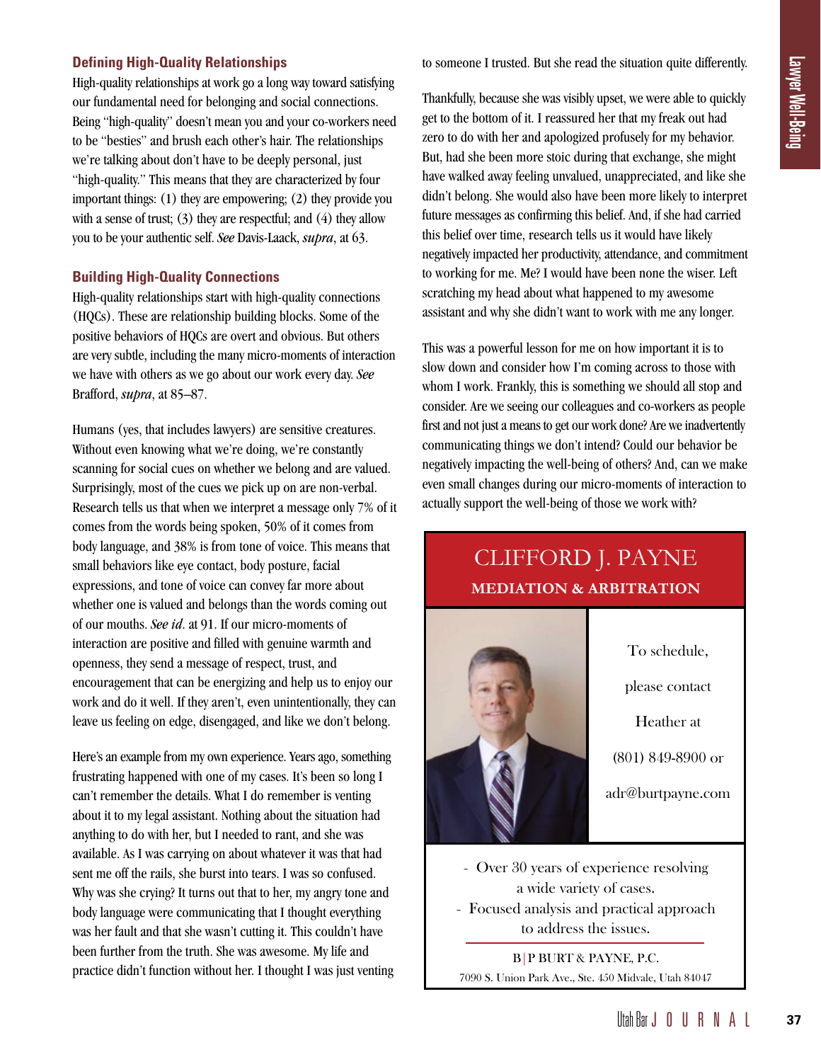### Defining High-Quality Relationships

High-quality relationships at work go a long way toward satisfying our fundamental need for belonging and social connections. Being "high-quality" doesn't mean you and your co-workers need to be "besties" and brush each other's hair. The relationships we're talking about don't have to be deeply personal, just "high-quality." This means that they are characterized by four important things: (1) they are empowering; (2) they provide you with a sense of trust; (3) they are respectful; and (4) they allow you to be your authentic self. *See* Davis-Laack, *supra*, at 63.

### Building High-Quality Connections

High-quality relationships start with high-quality connections (HQCs). These are relationship building blocks. Some of the positive behaviors of HQCs are overt and obvious. But others are very subtle, including the many micro-moments of interaction we have with others as we go about our work every day. *See* Brafford, *supra*, at 85–87.

Humans (yes, that includes lawyers) are sensitive creatures. Without even knowing what we're doing, we're constantly scanning for social cues on whether we belong and are valued. Surprisingly, most of the cues we pick up on are non-verbal. Research tells us that when we interpret a message only 7% of it comes from the words being spoken, 50% of it comes from body language, and 38% is from tone of voice. This means that small behaviors like eye contact, body posture, facial expressions, and tone of voice can convey far more about whether one is valued and belongs than the words coming out of our mouths. *See id*. at 91. If our micro-moments of interaction are positive and filled with genuine warmth and openness, they send a message of respect, trust, and encouragement that can be energizing and help us to enjoy our work and do it well. If they aren't, even unintentionally, they can leave us feeling on edge, disengaged, and like we don't belong.

Here's an example from my own experience. Years ago, something frustrating happened with one of my cases. It's been so long I can't remember the details. What I do remember is venting about it to my legal assistant. Nothing about the situation had anything to do with her, but I needed to rant, and she was available. As I was carrying on about whatever it was that had sent me off the rails, she burst into tears. I was so confused. Why was she crying? It turns out that to her, my angry tone and body language were communicating that I thought everything was her fault and that she wasn't cutting it. This couldn't have been further from the truth. She was awesome. My life and practice didn't function without her. I thought I was just venting to someone I trusted. But she read the situation quite differently.

Thankfully, because she was visibly upset, we were able to quickly get to the bottom of it. I reassured her that my freak out had zero to do with her and apologized profusely for my behavior. But, had she been more stoic during that exchange, she might have walked away feeling unvalued, unappreciated, and like she didn't belong. She would also have been more likely to interpret future messages as confirming this belief. And, if she had carried this belief over time, research tells us it would have likely negatively impacted her productivity, attendance, and commitment to working for me. Me? I would have been none the wiser. Left scratching my head about what happened to my awesome assistant and why she didn't want to work with me any longer.

This was a powerful lesson for me on how important it is to slow down and consider how I'm coming across to those with whom I work. Frankly, this is something we should all stop and consider. Are we seeing our colleagues and co-workers as people first and not just a means to get our work done? Are we inadvertently communicating things we don't intend? Could our behavior be negatively impacting the well-being of others? And, can we make even small changes during our micro-moments of interaction to actually support the well-being of those we work with?

CLIFFORD J. PAYNE
**MEDIATION & ARBITRATION**

To schedule, please contact Heather at (801) 849-8900 or adr@burtpayne.com

- Over 30 years of experience resolving a wide variety of cases.
- Focused analysis and practical approach to address the issues.

B|P BURT & PAYNE, P.C.
7090 S. Union Park Ave., Ste. 450 Midvale, Utah 84047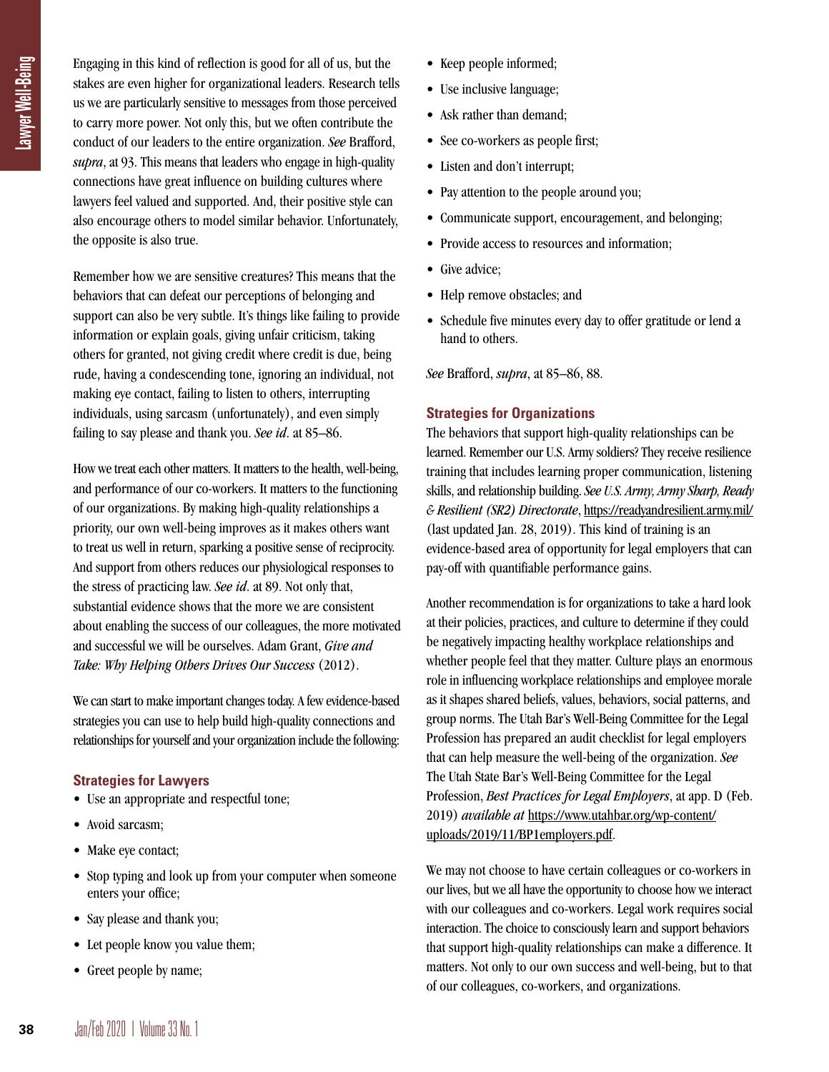Engaging in this kind of reflection is good for all of us, but the stakes are even higher for organizational leaders. Research tells us we are particularly sensitive to messages from those perceived to carry more power. Not only this, but we often contribute the conduct of our leaders to the entire organization. *See* Brafford, *supra*, at 93. This means that leaders who engage in high-quality connections have great influence on building cultures where lawyers feel valued and supported. And, their positive style can also encourage others to model similar behavior. Unfortunately, the opposite is also true.

Remember how we are sensitive creatures? This means that the behaviors that can defeat our perceptions of belonging and support can also be very subtle. It's things like failing to provide information or explain goals, giving unfair criticism, taking others for granted, not giving credit where credit is due, being rude, having a condescending tone, ignoring an individual, not making eye contact, failing to listen to others, interrupting individuals, using sarcasm (unfortunately), and even simply failing to say please and thank you. *See id*. at 85–86.

How we treat each other matters. It matters to the health, well-being, and performance of our co-workers. It matters to the functioning of our organizations. By making high-quality relationships a priority, our own well-being improves as it makes others want to treat us well in return, sparking a positive sense of reciprocity. And support from others reduces our physiological responses to the stress of practicing law. *See id*. at 89. Not only that, substantial evidence shows that the more we are consistent about enabling the success of our colleagues, the more motivated and successful we will be ourselves. Adam Grant, *Give and Take: Why Helping Others Drives Our Success* (2012).

We can start to make important changes today. A few evidence-based strategies you can use to help build high-quality connections and relationships for yourself and your organization include the following:

### Strategies for Lawyers

- Use an appropriate and respectful tone;
- Avoid sarcasm;
- Make eye contact;
- Stop typing and look up from your computer when someone enters your office;
- Say please and thank you;
- Let people know you value them;
- Greet people by name;
- Keep people informed;
- Use inclusive language;
- Ask rather than demand;
- See co-workers as people first;
- Listen and don't interrupt;
- Pay attention to the people around you;
- Communicate support, encouragement, and belonging;
- Provide access to resources and information;
- Give advice;
- Help remove obstacles; and
- Schedule five minutes every day to offer gratitude or lend a hand to others.

*See* Brafford, *supra*, at 85–86, 88.

### Strategies for Organizations

The behaviors that support high-quality relationships can be learned. Remember our U.S. Army soldiers? They receive resilience training that includes learning proper communication, listening skills, and relationship building. *See U.S. Army, Army Sharp, Ready & Resilient (SR2) Directorate*, https://readyandresilient.army.mil/ (last updated Jan. 28, 2019). This kind of training is an evidence-based area of opportunity for legal employers that can pay-off with quantifiable performance gains.

Another recommendation is for organizations to take a hard look at their policies, practices, and culture to determine if they could be negatively impacting healthy workplace relationships and whether people feel that they matter. Culture plays an enormous role in influencing workplace relationships and employee morale as it shapes shared beliefs, values, behaviors, social patterns, and group norms. The Utah Bar's Well-Being Committee for the Legal Profession has prepared an audit checklist for legal employers that can help measure the well-being of the organization. *See* The Utah State Bar's Well-Being Committee for the Legal Profession, *Best Practices for Legal Employers*, at app. D (Feb. 2019) *available at* https://www.utahbar.org/wp-content/uploads/2019/11/BP1employers.pdf.

We may not choose to have certain colleagues or co-workers in our lives, but we all have the opportunity to choose how we interact with our colleagues and co-workers. Legal work requires social interaction. The choice to consciously learn and support behaviors that support high-quality relationships can make a difference. It matters. Not only to our own success and well-being, but to that of our colleagues, co-workers, and organizations.